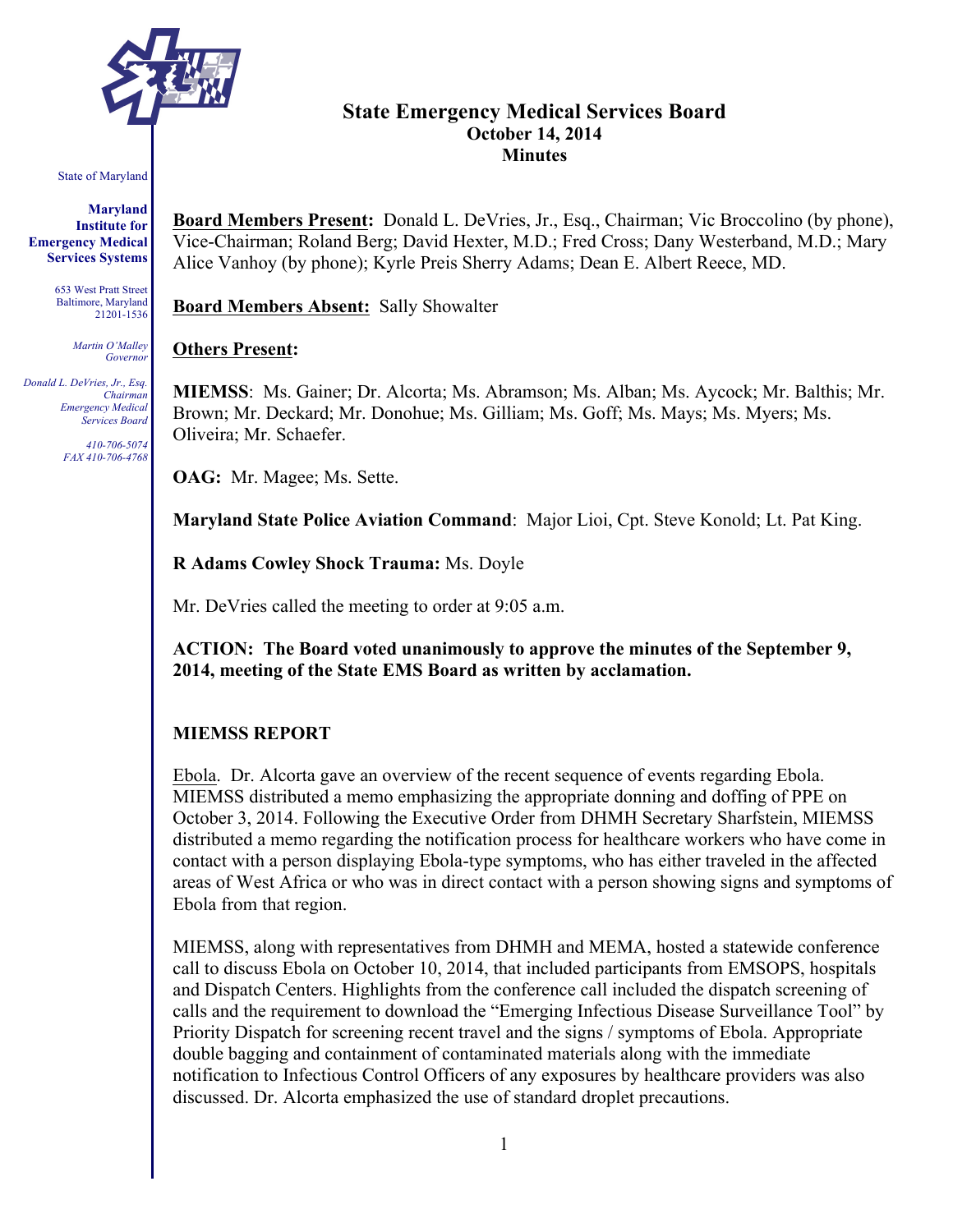State of Maryland

**Maryland Institute for Emergency Medical Services Systems**

653 West Pratt Street
Baltimore, Maryland
21201-1536

*Martin O'Malley*
*Governor*

*Donald L. DeVries, Jr., Esq.*
*Chairman*
*Emergency Medical Services Board*

*410-706-5074*
*FAX 410-706-4768*

# State Emergency Medical Services Board
## October 14, 2014
## Minutes

**Board Members Present:** Donald L. DeVries, Jr., Esq., Chairman; Vic Broccolino (by phone), Vice-Chairman; Roland Berg; David Hexter, M.D.; Fred Cross; Dany Westerband, M.D.; Mary Alice Vanhoy (by phone); Kyrle Preis Sherry Adams; Dean E. Albert Reece, MD.

**Board Members Absent:** Sally Showalter

**Others Present:**

**MIEMSS**: Ms. Gainer; Dr. Alcorta; Ms. Abramson; Ms. Alban; Ms. Aycock; Mr. Balthis; Mr. Brown; Mr. Deckard; Mr. Donohue; Ms. Gilliam; Ms. Goff; Ms. Mays; Ms. Myers; Ms. Oliveira; Mr. Schaefer.

**OAG:** Mr. Magee; Ms. Sette.

**Maryland State Police Aviation Command**: Major Lioi, Cpt. Steve Konold; Lt. Pat King.

**R Adams Cowley Shock Trauma:** Ms. Doyle

Mr. DeVries called the meeting to order at 9:05 a.m.

**ACTION: The Board voted unanimously to approve the minutes of the September 9, 2014, meeting of the State EMS Board as written by acclamation.**

## MIEMSS REPORT

Ebola. Dr. Alcorta gave an overview of the recent sequence of events regarding Ebola. MIEMSS distributed a memo emphasizing the appropriate donning and doffing of PPE on October 3, 2014. Following the Executive Order from DHMH Secretary Sharfstein, MIEMSS distributed a memo regarding the notification process for healthcare workers who have come in contact with a person displaying Ebola-type symptoms, who has either traveled in the affected areas of West Africa or who was in direct contact with a person showing signs and symptoms of Ebola from that region.

MIEMSS, along with representatives from DHMH and MEMA, hosted a statewide conference call to discuss Ebola on October 10, 2014, that included participants from EMSOPS, hospitals and Dispatch Centers. Highlights from the conference call included the dispatch screening of calls and the requirement to download the "Emerging Infectious Disease Surveillance Tool" by Priority Dispatch for screening recent travel and the signs / symptoms of Ebola. Appropriate double bagging and containment of contaminated materials along with the immediate notification to Infectious Control Officers of any exposures by healthcare providers was also discussed. Dr. Alcorta emphasized the use of standard droplet precautions.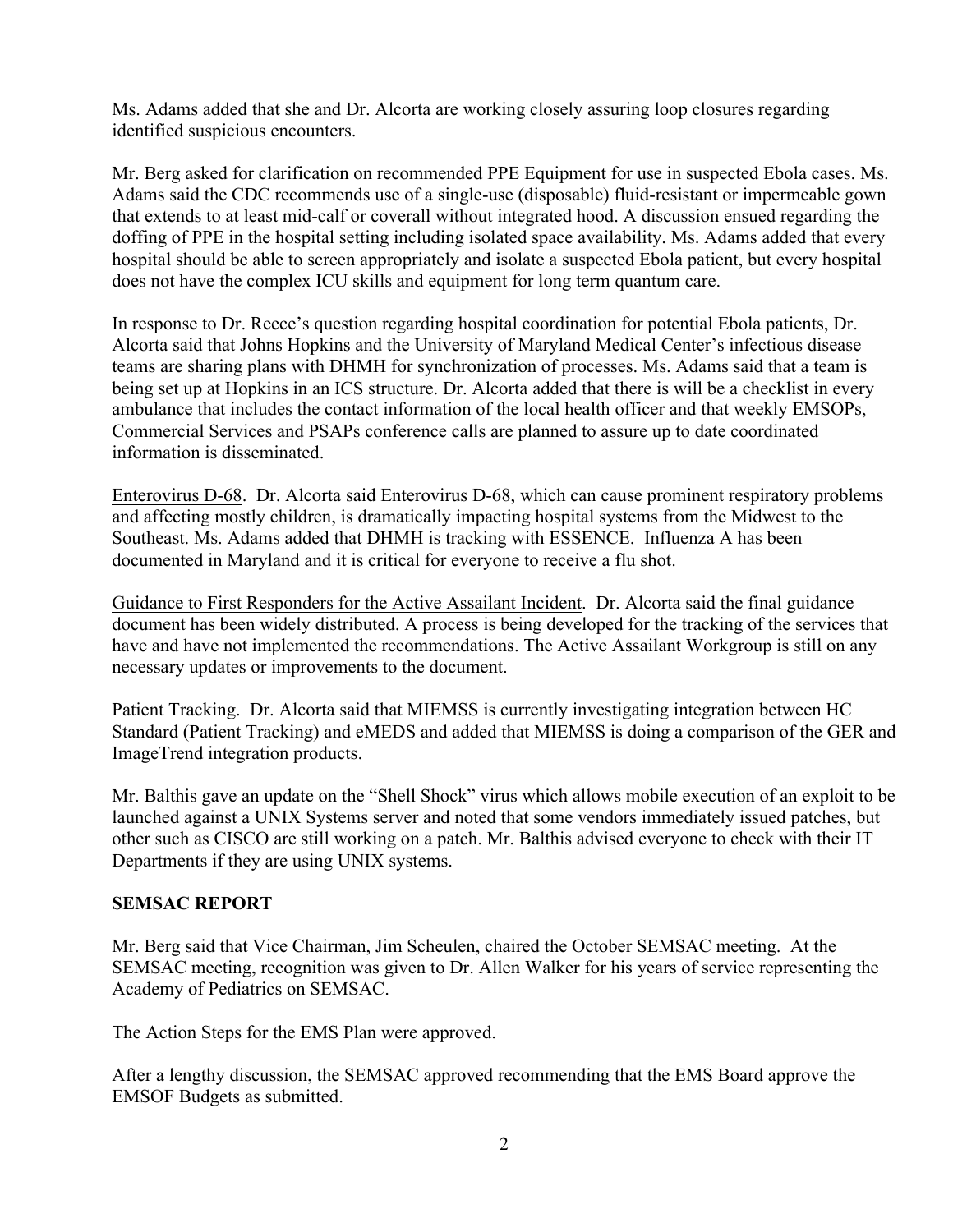Ms. Adams added that she and Dr. Alcorta are working closely assuring loop closures regarding identified suspicious encounters.

Mr. Berg asked for clarification on recommended PPE Equipment for use in suspected Ebola cases. Ms. Adams said the CDC recommends use of a single-use (disposable) fluid-resistant or impermeable gown that extends to at least mid-calf or coverall without integrated hood. A discussion ensued regarding the doffing of PPE in the hospital setting including isolated space availability. Ms. Adams added that every hospital should be able to screen appropriately and isolate a suspected Ebola patient, but every hospital does not have the complex ICU skills and equipment for long term quantum care.

In response to Dr. Reece's question regarding hospital coordination for potential Ebola patients, Dr. Alcorta said that Johns Hopkins and the University of Maryland Medical Center's infectious disease teams are sharing plans with DHMH for synchronization of processes. Ms. Adams said that a team is being set up at Hopkins in an ICS structure. Dr. Alcorta added that there is will be a checklist in every ambulance that includes the contact information of the local health officer and that weekly EMSOPs, Commercial Services and PSAPs conference calls are planned to assure up to date coordinated information is disseminated.

<u>Enterovirus D-68</u>. Dr. Alcorta said Enterovirus D-68, which can cause prominent respiratory problems and affecting mostly children, is dramatically impacting hospital systems from the Midwest to the Southeast. Ms. Adams added that DHMH is tracking with ESSENCE. Influenza A has been documented in Maryland and it is critical for everyone to receive a flu shot.

<u>Guidance to First Responders for the Active Assailant Incident</u>. Dr. Alcorta said the final guidance document has been widely distributed. A process is being developed for the tracking of the services that have and have not implemented the recommendations. The Active Assailant Workgroup is still on any necessary updates or improvements to the document.

<u>Patient Tracking</u>. Dr. Alcorta said that MIEMSS is currently investigating integration between HC Standard (Patient Tracking) and eMEDS and added that MIEMSS is doing a comparison of the GER and ImageTrend integration products.

Mr. Balthis gave an update on the "Shell Shock" virus which allows mobile execution of an exploit to be launched against a UNIX Systems server and noted that some vendors immediately issued patches, but other such as CISCO are still working on a patch. Mr. Balthis advised everyone to check with their IT Departments if they are using UNIX systems.

## SEMSAC REPORT

Mr. Berg said that Vice Chairman, Jim Scheulen, chaired the October SEMSAC meeting. At the SEMSAC meeting, recognition was given to Dr. Allen Walker for his years of service representing the Academy of Pediatrics on SEMSAC.

The Action Steps for the EMS Plan were approved.

After a lengthy discussion, the SEMSAC approved recommending that the EMS Board approve the EMSOF Budgets as submitted.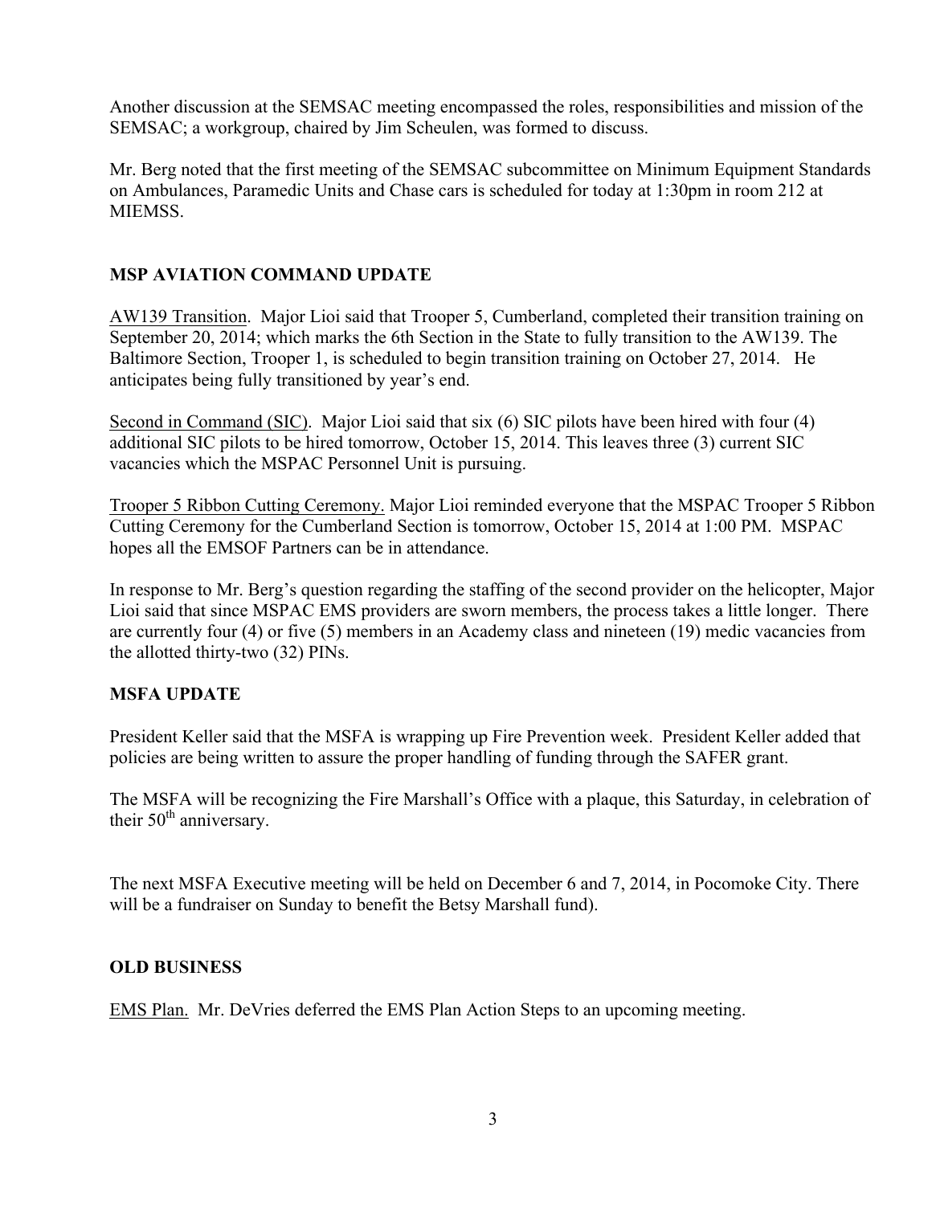Another discussion at the SEMSAC meeting encompassed the roles, responsibilities and mission of the SEMSAC; a workgroup, chaired by Jim Scheulen, was formed to discuss.

Mr. Berg noted that the first meeting of the SEMSAC subcommittee on Minimum Equipment Standards on Ambulances, Paramedic Units and Chase cars is scheduled for today at 1:30pm in room 212 at MIEMSS.

## MSP AVIATION COMMAND UPDATE

AW139 Transition. Major Lioi said that Trooper 5, Cumberland, completed their transition training on September 20, 2014; which marks the 6th Section in the State to fully transition to the AW139. The Baltimore Section, Trooper 1, is scheduled to begin transition training on October 27, 2014. He anticipates being fully transitioned by year's end.

Second in Command (SIC). Major Lioi said that six (6) SIC pilots have been hired with four (4) additional SIC pilots to be hired tomorrow, October 15, 2014. This leaves three (3) current SIC vacancies which the MSPAC Personnel Unit is pursuing.

Trooper 5 Ribbon Cutting Ceremony. Major Lioi reminded everyone that the MSPAC Trooper 5 Ribbon Cutting Ceremony for the Cumberland Section is tomorrow, October 15, 2014 at 1:00 PM. MSPAC hopes all the EMSOF Partners can be in attendance.

In response to Mr. Berg's question regarding the staffing of the second provider on the helicopter, Major Lioi said that since MSPAC EMS providers are sworn members, the process takes a little longer. There are currently four (4) or five (5) members in an Academy class and nineteen (19) medic vacancies from the allotted thirty-two (32) PINs.

## MSFA UPDATE

President Keller said that the MSFA is wrapping up Fire Prevention week. President Keller added that policies are being written to assure the proper handling of funding through the SAFER grant.

The MSFA will be recognizing the Fire Marshall's Office with a plaque, this Saturday, in celebration of their 50th anniversary.

The next MSFA Executive meeting will be held on December 6 and 7, 2014, in Pocomoke City. There will be a fundraiser on Sunday to benefit the Betsy Marshall fund).

## OLD BUSINESS

EMS Plan. Mr. DeVries deferred the EMS Plan Action Steps to an upcoming meeting.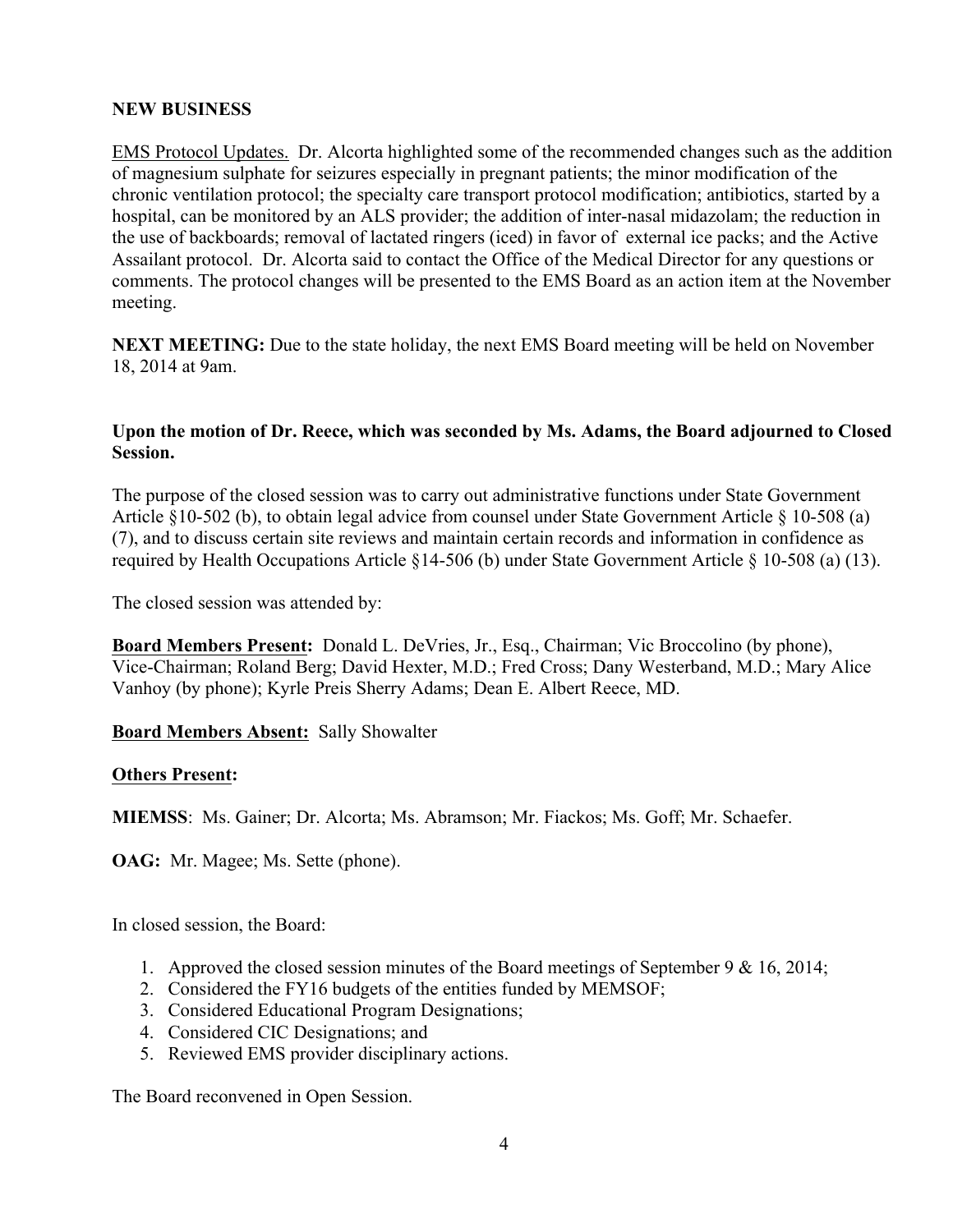**NEW BUSINESS**

EMS Protocol Updates. Dr. Alcorta highlighted some of the recommended changes such as the addition of magnesium sulphate for seizures especially in pregnant patients; the minor modification of the chronic ventilation protocol; the specialty care transport protocol modification; antibiotics, started by a hospital, can be monitored by an ALS provider; the addition of inter-nasal midazolam; the reduction in the use of backboards; removal of lactated ringers (iced) in favor of external ice packs; and the Active Assailant protocol. Dr. Alcorta said to contact the Office of the Medical Director for any questions or comments. The protocol changes will be presented to the EMS Board as an action item at the November meeting.

**NEXT MEETING:** Due to the state holiday, the next EMS Board meeting will be held on November 18, 2014 at 9am.

**Upon the motion of Dr. Reece, which was seconded by Ms. Adams, the Board adjourned to Closed Session.**

The purpose of the closed session was to carry out administrative functions under State Government Article §10-502 (b), to obtain legal advice from counsel under State Government Article § 10-508 (a) (7), and to discuss certain site reviews and maintain certain records and information in confidence as required by Health Occupations Article §14-506 (b) under State Government Article § 10-508 (a) (13).

The closed session was attended by:

**Board Members Present:** Donald L. DeVries, Jr., Esq., Chairman; Vic Broccolino (by phone), Vice-Chairman; Roland Berg; David Hexter, M.D.; Fred Cross; Dany Westerband, M.D.; Mary Alice Vanhoy (by phone); Kyrle Preis Sherry Adams; Dean E. Albert Reece, MD.

**Board Members Absent:** Sally Showalter

**Others Present:**

**MIEMSS**: Ms. Gainer; Dr. Alcorta; Ms. Abramson; Mr. Fiackos; Ms. Goff; Mr. Schaefer.

**OAG:** Mr. Magee; Ms. Sette (phone).

In closed session, the Board:

1. Approved the closed session minutes of the Board meetings of September 9 & 16, 2014;
2. Considered the FY16 budgets of the entities funded by MEMSOF;
3. Considered Educational Program Designations;
4. Considered CIC Designations; and
5. Reviewed EMS provider disciplinary actions.

The Board reconvened in Open Session.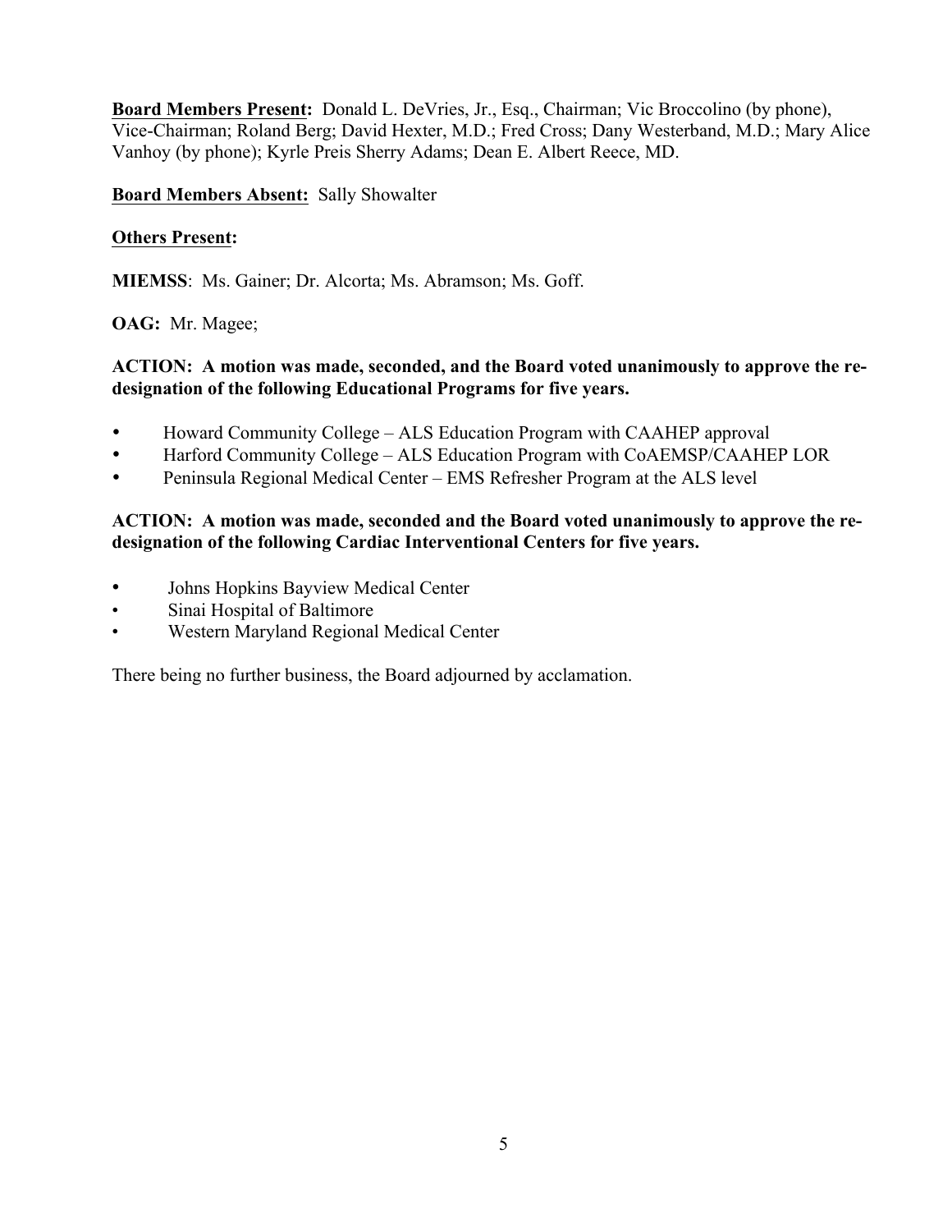**Board Members Present:** Donald L. DeVries, Jr., Esq., Chairman; Vic Broccolino (by phone), Vice-Chairman; Roland Berg; David Hexter, M.D.; Fred Cross; Dany Westerband, M.D.; Mary Alice Vanhoy (by phone); Kyrle Preis Sherry Adams; Dean E. Albert Reece, MD.

**Board Members Absent:** Sally Showalter

**Others Present:**

**MIEMSS**: Ms. Gainer; Dr. Alcorta; Ms. Abramson; Ms. Goff.

**OAG:** Mr. Magee;

**ACTION: A motion was made, seconded, and the Board voted unanimously to approve the re-designation of the following Educational Programs for five years.**

- Howard Community College – ALS Education Program with CAAHEP approval
- Harford Community College – ALS Education Program with CoAEMSP/CAAHEP LOR
- Peninsula Regional Medical Center – EMS Refresher Program at the ALS level

**ACTION: A motion was made, seconded and the Board voted unanimously to approve the re-designation of the following Cardiac Interventional Centers for five years.**

- Johns Hopkins Bayview Medical Center
- Sinai Hospital of Baltimore
- Western Maryland Regional Medical Center

There being no further business, the Board adjourned by acclamation.